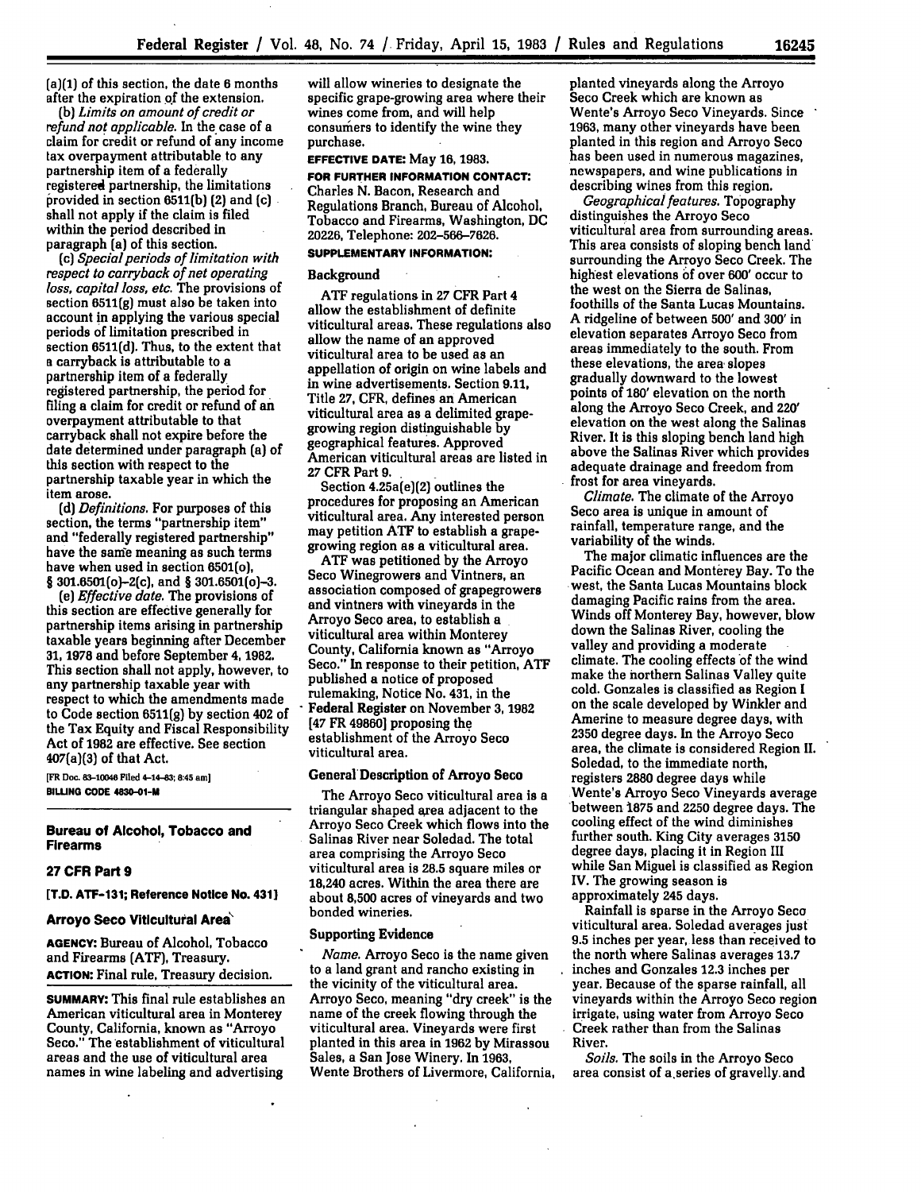(a)(1) of this section, the date 6 months after the expiration of the extension.

(b) *Limits on amount of credit or refund not applicable.* In the case of a claim for credit or refund of any income tax overpayment attributable to any partnership item of a federally registered partnership, the limitations provided in section 6511(b) (2) and (c) shall not apply if the claim is filed within the period described in paragraph (a) of this section.

(c) *Special periods of limitation with respect to carryback of net operating loss, capital loss, etc.* The provisions of section 6511(g) must also be taken into account in applying the various special periods of limitation prescribed in section 6511(d). Thus, to the extent that a carryback is attributable to a partnership item of a federally registered partnership, the period for filing a claim for credit or refund of an overpayment attributable to that carryback shall not expire before the date determined under paragraph (a) of this section with respect to the partnership taxable year in which the item arose.

(d) *Definitions.* For purposes of this section, the terms "partnership item" and "federally registered partnership" have the same meaning as such terms have when used in section 6501(o), § 301.6501(o)-2(c), and § 301.6501(o)-3.

(e) *Effective date.* The provisions of this section are effective generally for partnership items arising in partnership taxable years beginning after December 31, 1978 and before September 4, 1982. This section shall not apply, however, to any partnership taxable year with respect to which the amendments made to Code section 6511(g) by section 402 of the Tax Equity and Fiscal Responsibility Act of 1982 are effective. See section 407(a)(3) of that Act.

[FR Doc. 83-10046 Filed 4-14-83; 8:45 am]

BILLING CODE 4830-01-M

## Bureau of Alcohol, Tobacco and Firearms

### 27 CFR Part 9

[T.D. ATF-131; Reference Notice No. 431]

### Arroyo Seco Viticultural Area

**AGENCY:** Bureau of Alcohol, Tobacco and Firearms (ATF), Treasury.

**ACTION:** Final rule, Treasury decision.

**SUMMARY:** This final rule establishes an American viticultural area in Monterey County, California, known as "Arroyo Seco." The establishment of viticultural areas and the use of viticultural area names in wine labeling and advertising will allow wineries to designate the specific grape-growing area where their wines come from, and will help consumers to identify the wine they purchase.

**EFFECTIVE DATE:** May 16, 1983.

**FOR FURTHER INFORMATION CONTACT:** Charles N. Bacon, Research and Regulations Branch, Bureau of Alcohol, Tobacco and Firearms, Washington, DC 20226, Telephone: 202-566-7626.

**SUPPLEMENTARY INFORMATION:**

#### Background

ATF regulations in 27 CFR Part 4 allow the establishment of definite viticultural areas. These regulations also allow the name of an approved viticultural area to be used as an appellation of origin on wine labels and in wine advertisements. Section 9.11, Title 27, CFR, defines an American viticultural area as a delimited grape-growing region distinguishable by geographical features. Approved American viticultural areas are listed in 27 CFR Part 9.

Section 4.25a(e)(2) outlines the procedures for proposing an American viticultural area. Any interested person may petition ATF to establish a grape-growing region as a viticultural area.

ATF was petitioned by the Arroyo Seco Winegrowers and Vintners, an association composed of grapegrowers and vintners with vineyards in the Arroyo Seco area, to establish a viticultural area within Monterey County, California known as "Arroyo Seco." In response to their petition, ATF published a notice of proposed rulemaking, Notice No. 431, in the **Federal Register** on November 3, 1982 [47 FR 49860] proposing the establishment of the Arroyo Seco viticultural area.

#### General Description of Arroyo Seco

The Arroyo Seco viticultural area is a triangular shaped area adjacent to the Arroyo Seco Creek which flows into the Salinas River near Soledad. The total area comprising the Arroyo Seco viticultural area is 28.5 square miles or 18,240 acres. Within the area there are about 8,500 acres of vineyards and two bonded wineries.

#### Supporting Evidence

*Name.* Arroyo Seco is the name given to a land grant and rancho existing in the vicinity of the viticultural area. Arroyo Seco, meaning "dry creek" is the name of the creek flowing through the viticultural area. Vineyards were first planted in this area in 1962 by Mirassou Sales, a San Jose Winery. In 1963, Wente Brothers of Livermore, California, planted vineyards along the Arroyo Seco Creek which are known as Wente's Arroyo Seco Vineyards. Since 1963, many other vineyards have been planted in this region and Arroyo Seco has been used in numerous magazines, newspapers, and wine publications in describing wines from this region.

*Geographical features.* Topography distinguishes the Arroyo Seco viticultural area from surrounding areas. This area consists of sloping bench land surrounding the Arroyo Seco Creek. The highest elevations of over 600' occur to the west on the Sierra de Salinas, foothills of the Santa Lucas Mountains. A ridgeline of between 500' and 300' in elevation separates Arroyo Seco from areas immediately to the south. From these elevations, the area slopes gradually downward to the lowest points of 180' elevation on the north along the Arroyo Seco Creek, and 220' elevation on the west along the Salinas River. It is this sloping bench land high above the Salinas River which provides adequate drainage and freedom from frost for area vineyards.

*Climate.* The climate of the Arroyo Seco area is unique in amount of rainfall, temperature range, and the variability of the winds.

The major climatic influences are the Pacific Ocean and Monterey Bay. To the west, the Santa Lucas Mountains block damaging Pacific rains from the area. Winds off Monterey Bay, however, blow down the Salinas River, cooling the valley and providing a moderate climate. The cooling effects of the wind make the northern Salinas Valley quite cold. Gonzales is classified as Region I on the scale developed by Winkler and Amerine to measure degree days, with 2350 degree days. In the Arroyo Seco area, the climate is considered Region II. Soledad, to the immediate north, registers 2880 degree days while Wente's Arroyo Seco Vineyards average between 1875 and 2250 degree days. The cooling effect of the wind diminishes further south. King City averages 3150 degree days, placing it in Region III while San Miguel is classified as Region IV. The growing season is approximately 245 days.

Rainfall is sparse in the Arroyo Seco viticultural area. Soledad averages just 9.5 inches per year, less than received to the north where Salinas averages 13.7 inches and Gonzales 12.3 inches per year. Because of the sparse rainfall, all vineyards within the Arroyo Seco region irrigate, using water from Arroyo Seco Creek rather than from the Salinas River.

*Soils.* The soils in the Arroyo Seco area consist of a series of gravelly and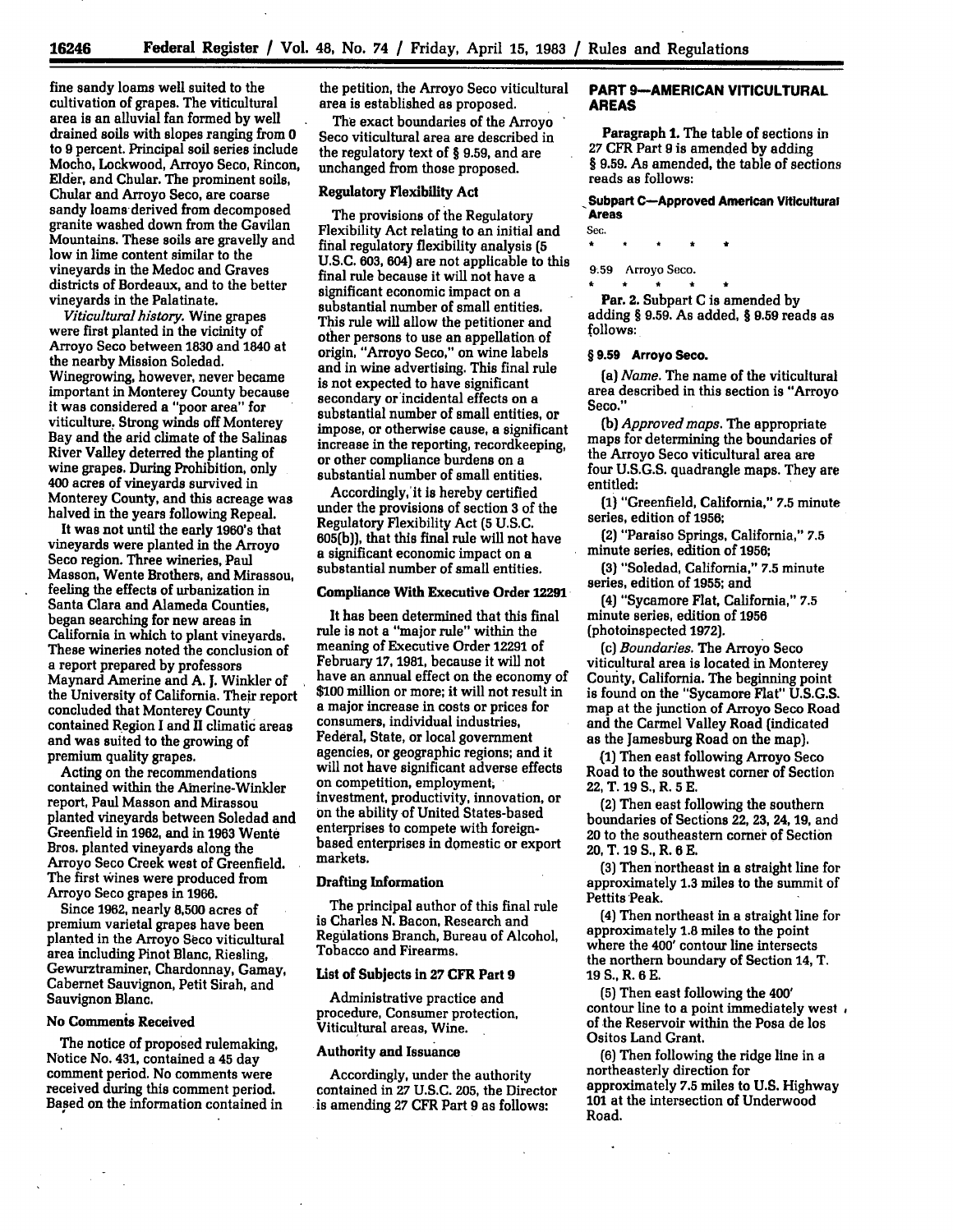fine sandy loams well suited to the cultivation of grapes. The viticultural area is an alluvial fan formed by well drained soils with slopes ranging from 0 to 9 percent. Principal soil series include Mocho, Lockwood, Arroyo Seco, Rincon, Elder, and Chular. The prominent soils, Chular and Arroyo Seco, are coarse sandy loams derived from decomposed granite washed down from the Gavilan Mountains. These soils are gravelly and low in lime content similar to the vineyards in the Medoc and Graves districts of Bordeaux, and to the better vineyards in the Palatinate.

*Viticultural history.* Wine grapes were first planted in the vicinity of Arroyo Seco between 1830 and 1840 at the nearby Mission Soledad. Winegrowing, however, never became important in Monterey County because it was considered a "poor area" for viticulture. Strong winds off Monterey Bay and the arid climate of the Salinas River Valley deterred the planting of wine grapes. During Prohibition, only 400 acres of vineyards survived in Monterey County, and this acreage was halved in the years following Repeal.

It was not until the early 1960's that vineyards were planted in the Arroyo Seco region. Three wineries, Paul Masson, Wente Brothers, and Mirassou, feeling the effects of urbanization in Santa Clara and Alameda Counties, began searching for new areas in California in which to plant vineyards. These wineries noted the conclusion of a report prepared by professors Maynard Amerine and A. J. Winkler of the University of California. Their report concluded that Monterey County contained Region I and II climatic areas and was suited to the growing of premium quality grapes.

Acting on the recommendations contained within the Amerine-Winkler report, Paul Masson and Mirassou planted vineyards between Soledad and Greenfield in 1962, and in 1963 Wente Bros. planted vineyards along the Arroyo Seco Creek west of Greenfield. The first wines were produced from Arroyo Seco grapes in 1966.

Since 1962, nearly 8,500 acres of premium varietal grapes have been planted in the Arroyo Seco viticultural area including Pinot Blanc, Riesling, Gewurztraminer, Chardonnay, Gamay, Cabernet Sauvignon, Petit Sirah, and Sauvignon Blanc.

## No Comments Received

The notice of proposed rulemaking, Notice No. 431, contained a 45 day comment period. No comments were received during this comment period. Based on the information contained in the petition, the Arroyo Seco viticultural area is established as proposed.

The exact boundaries of the Arroyo Seco viticultural area are described in the regulatory text of § 9.59, and are unchanged from those proposed.

## Regulatory Flexibility Act

The provisions of the Regulatory Flexibility Act relating to an initial and final regulatory flexibility analysis (5 U.S.C. 603, 604) are not applicable to this final rule because it will not have a significant economic impact on a substantial number of small entities. This rule will allow the petitioner and other persons to use an appellation of origin, "Arroyo Seco," on wine labels and in wine advertising. This final rule is not expected to have significant secondary or incidental effects on a substantial number of small entities, or impose, or otherwise cause, a significant increase in the reporting, recordkeeping, or other compliance burdens on a substantial number of small entities.

Accordingly, it is hereby certified under the provisions of section 3 of the Regulatory Flexibility Act (5 U.S.C. 605(b)), that this final rule will not have a significant economic impact on a substantial number of small entities.

## Compliance With Executive Order 12291

It has been determined that this final rule is not a "major rule" within the meaning of Executive Order 12291 of February 17, 1981, because it will not have an annual effect on the economy of $100 million or more; it will not result in a major increase in costs or prices for consumers, individual industries, Federal, State, or local government agencies, or geographic regions; and it will not have significant adverse effects on competition, employment, investment, productivity, innovation, or on the ability of United States-based enterprises to compete with foreign-based enterprises in domestic or export markets.

## Drafting Information

The principal author of this final rule is Charles N. Bacon, Research and Regulations Branch, Bureau of Alcohol, Tobacco and Firearms.

## List of Subjects in 27 CFR Part 9

Administrative practice and procedure, Consumer protection, Viticultural areas, Wine.

## Authority and Issuance

Accordingly, under the authority contained in 27 U.S.C. 205, the Director is amending 27 CFR Part 9 as follows:

## PART 9—AMERICAN VITICULTURAL AREAS

**Paragraph 1.** The table of sections in 27 CFR Part 9 is amended by adding § 9.59. As amended, the table of sections reads as follows:

### Subpart C—Approved American Viticultural Areas

Sec.

\* \* \* \* \*

9.59 Arroyo Seco.

\* \* \* \* \*

**Par. 2.** Subpart C is amended by adding § 9.59. As added, § 9.59 reads as follows:

### § 9.59 Arroyo Seco.

(a) *Name.* The name of the viticultural area described in this section is "Arroyo Seco."

(b) *Approved maps.* The appropriate maps for determining the boundaries of the Arroyo Seco viticultural area are four U.S.G.S. quadrangle maps. They are entitled:

(1) "Greenfield, California," 7.5 minute series, edition of 1956;

(2) "Paraiso Springs, California," 7.5 minute series, edition of 1956;

(3) "Soledad, California," 7.5 minute series, edition of 1955; and

(4) "Sycamore Flat, California," 7.5 minute series, edition of 1956 (photoinspected 1972).

(c) *Boundaries.* The Arroyo Seco viticultural area is located in Monterey County, California. The beginning point is found on the "Sycamore Flat" U.S.G.S. map at the junction of Arroyo Seco Road and the Carmel Valley Road (indicated as the Jamesburg Road on the map).

(1) Then east following Arroyo Seco Road to the southwest corner of Section 22, T. 19 S., R. 5 E.

(2) Then east following the southern boundaries of Sections 22, 23, 24, 19, and 20 to the southeastern corner of Section 20, T. 19 S., R. 6 E.

(3) Then northeast in a straight line for approximately 1.3 miles to the summit of Pettits Peak.

(4) Then northeast in a straight line for approximately 1.8 miles to the point where the 400' contour line intersects the northern boundary of Section 14, T. 19 S., R. 6 E.

(5) Then east following the 400' contour line to a point immediately west of the Reservoir within the Posa de los Ositos Land Grant.

(6) Then following the ridge line in a northeasterly direction for approximately 7.5 miles to U.S. Highway 101 at the intersection of Underwood Road.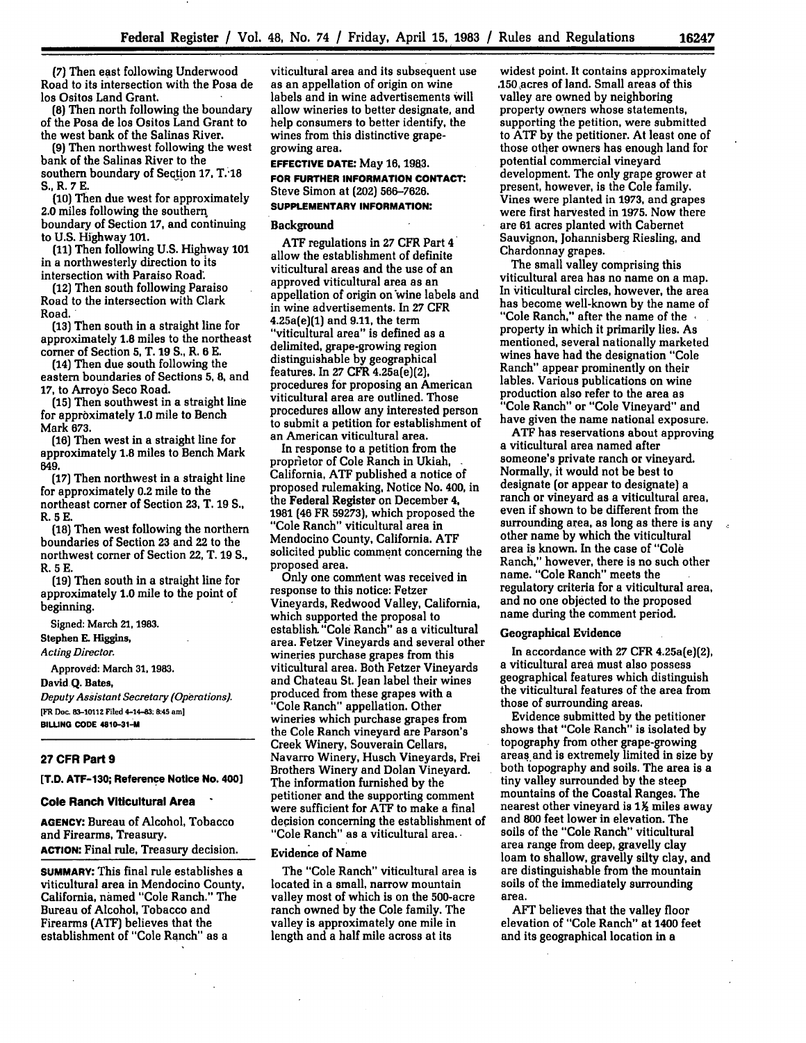(7) Then east following Underwood Road to its intersection with the Posa de los Ositos Land Grant.

(8) Then north following the boundary of the Posa de los Ositos Land Grant to the west bank of the Salinas River.

(9) Then northwest following the west bank of the Salinas River to the southern boundary of Section 17, T. 18 S., R. 7 E.

(10) Then due west for approximately 2.0 miles following the southern boundary of Section 17, and continuing to U.S. Highway 101.

(11) Then following U.S. Highway 101 in a northwesterly direction to its intersection with Paraiso Road.

(12) Then south following Paraiso Road to the intersection with Clark Road.

(13) Then south in a straight line for approximately 1.8 miles to the northeast corner of Section 5, T. 19 S., R. 6 E.

(14) Then due south following the eastern boundaries of Sections 5, 8, and 17, to Arroyo Seco Road.

(15) Then southwest in a straight line for approximately 1.0 mile to Bench Mark 673.

(16) Then west in a straight line for approximately 1.8 miles to Bench Mark 649.

(17) Then northwest in a straight line for approximately 0.2 mile to the northeast corner of Section 23, T. 19 S., R. 5 E.

(18) Then west following the northern boundaries of Section 23 and 22 to the northwest corner of Section 22, T. 19 S., R. 5 E.

(19) Then south in a straight line for approximately 1.0 mile to the point of beginning.

Signed: March 21, 1983.

**Stephen E. Higgins,**

*Acting Director.*

Approved: March 31, 1983.

**David Q. Bates,**

*Deputy Assistant Secretary (Operations).*

[FR Doc. 83-10112 Filed 4-14-83; 8:45 am]

**BILLING CODE 4810-31-M**

## 27 CFR Part 9

**[T.D. ATF-130; Reference Notice No. 400]**

### Cole Ranch Viticultural Area

**AGENCY:** Bureau of Alcohol, Tobacco and Firearms, Treasury.

**ACTION:** Final rule, Treasury decision.

**SUMMARY:** This final rule establishes a viticultural area in Mendocino County, California, named "Cole Ranch." The Bureau of Alcohol, Tobacco and Firearms (ATF) believes that the establishment of "Cole Ranch" as a viticultural area and its subsequent use as an appellation of origin on wine labels and in wine advertisements will allow wineries to better designate, and help consumers to better identify, the wines from this distinctive grape-growing area.

**EFFECTIVE DATE:** May 16, 1983.

**FOR FURTHER INFORMATION CONTACT:** Steve Simon at (202) 566-7626.

**SUPPLEMENTARY INFORMATION:**

#### Background

ATF regulations in 27 CFR Part 4 allow the establishment of definite viticultural areas and the use of an approved viticultural area as an appellation of origin on wine labels and in wine advertisements. In 27 CFR 4.25a(e)(1) and 9.11, the term "viticultural area" is defined as a delimited, grape-growing region distinguishable by geographical features. In 27 CFR 4.25a(e)(2), procedures for proposing an American viticultural area are outlined. Those procedures allow any interested person to submit a petition for establishment of an American viticultural area.

In response to a petition from the proprietor of Cole Ranch in Ukiah, California, ATF published a notice of proposed rulemaking, Notice No. 400, in the **Federal Register** on December 4, 1981 (46 FR 59273), which proposed the "Cole Ranch" viticultural area in Mendocino County, California. ATF solicited public comment concerning the proposed area.

Only one comment was received in response to this notice: Fetzer Vineyards, Redwood Valley, California, which supported the proposal to establish "Cole Ranch" as a viticultural area. Fetzer Vineyards and several other wineries purchase grapes from this viticultural area. Both Fetzer Vineyards and Chateau St. Jean label their wines produced from these grapes with a "Cole Ranch" appellation. Other wineries which purchase grapes from the Cole Ranch vineyard are Parson's Creek Winery, Souverain Cellars, Navarro Winery, Husch Vineyards, Frei Brothers Winery and Dolan Vineyard. The information furnished by the petitioner and the supporting comment were sufficient for ATF to make a final decision concerning the establishment of "Cole Ranch" as a viticultural area.

#### Evidence of Name

The "Cole Ranch" viticultural area is located in a small, narrow mountain valley most of which is on the 500-acre ranch owned by the Cole family. The valley is approximately one mile in length and a half mile across at its widest point. It contains approximately 150 acres of land. Small areas of this valley are owned by neighboring property owners whose statements, supporting the petition, were submitted to ATF by the petitioner. At least one of those other owners has enough land for potential commercial vineyard development. The only grape grower at present, however, is the Cole family. Vines were planted in 1973, and grapes were first harvested in 1975. Now there are 61 acres planted with Cabernet Sauvignon, Johannisberg Riesling, and Chardonnay grapes.

The small valley comprising this viticultural area has no name on a map. In viticultural circles, however, the area has become well-known by the name of "Cole Ranch," after the name of the property in which it primarily lies. As mentioned, several nationally marketed wines have had the designation "Cole Ranch" appear prominently on their lables. Various publications on wine production also refer to the area as "Cole Ranch" or "Cole Vineyard" and have given the name national exposure.

ATF has reservations about approving a viticultural area named after someone's private ranch or vineyard. Normally, it would not be best to designate (or appear to designate) a ranch or vineyard as a viticultural area, even if shown to be different from the surrounding area, as long as there is any other name by which the viticultural area is known. In the case of "Cole Ranch," however, there is no such other name. "Cole Ranch" meets the regulatory criteria for a viticultural area, and no one objected to the proposed name during the comment period.

#### Geographical Evidence

In accordance with 27 CFR 4.25a(e)(2), a viticultural area must also possess geographical features which distinguish the viticultural features of the area from those of surrounding areas.

Evidence submitted by the petitioner shows that "Cole Ranch" is isolated by topography from other grape-growing areas and is extremely limited in size by both topography and soils. The area is a tiny valley surrounded by the steep mountains of the Coastal Ranges. The nearest other vineyard is 1½ miles away and 800 feet lower in elevation. The soils of the "Cole Ranch" viticultural area range from deep, gravelly clay loam to shallow, gravelly silty clay, and are distinguishable from the mountain soils of the immediately surrounding area.

AFT believes that the valley floor elevation of "Cole Ranch" at 1400 feet and its geographical location in a